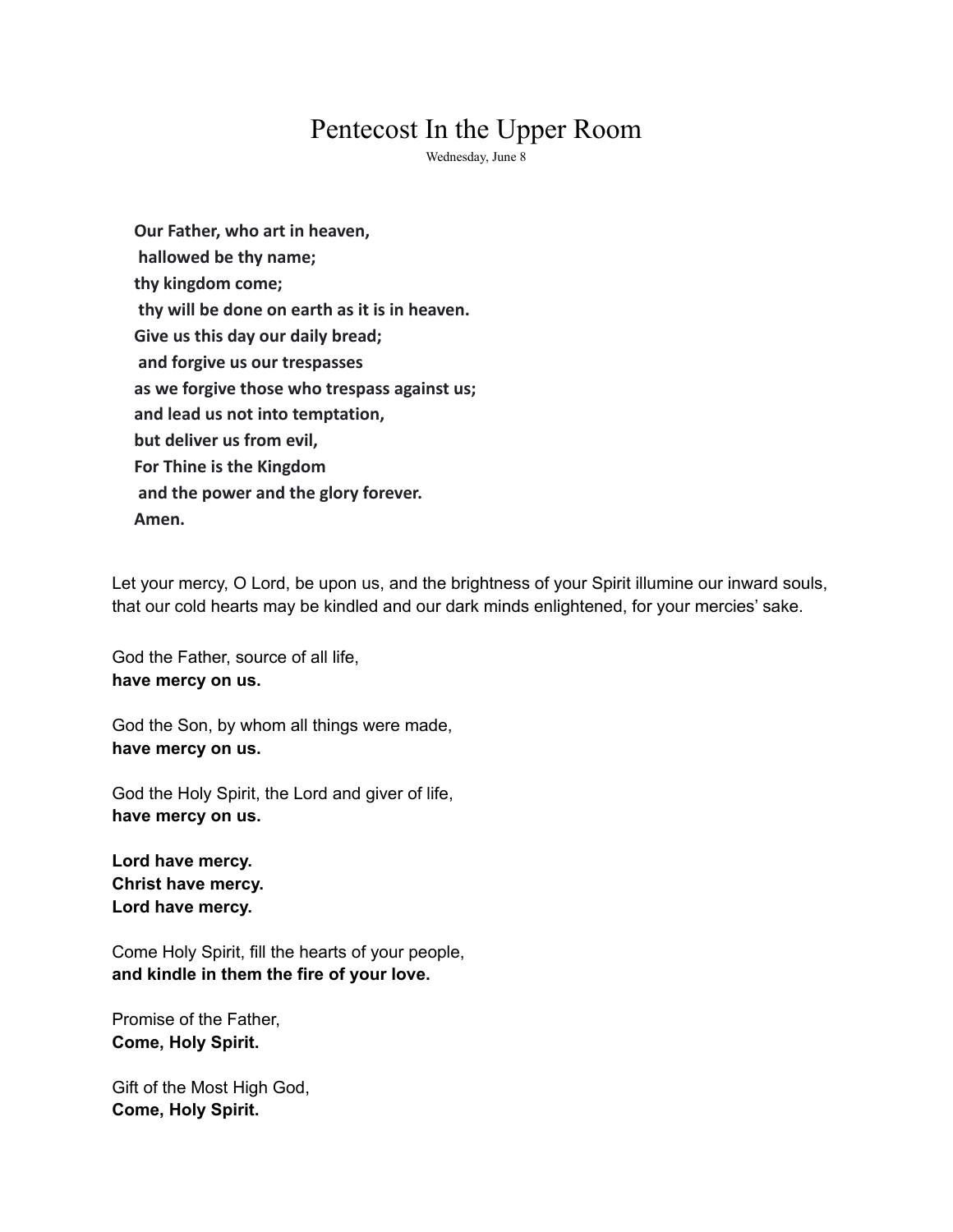# Pentecost In the Upper Room

Wednesday, June 8

**Our Father, who art in heaven,**
**hallowed be thy name;**
**thy kingdom come;**
**thy will be done on earth as it is in heaven.**
**Give us this day our daily bread;**
**and forgive us our trespasses**
**as we forgive those who trespass against us;**
**and lead us not into temptation,**
**but deliver us from evil,**
**For Thine is the Kingdom**
**and the power and the glory forever.**
**Amen.**

Let your mercy, O Lord, be upon us, and the brightness of your Spirit illumine our inward souls, that our cold hearts may be kindled and our dark minds enlightened, for your mercies' sake.

God the Father, source of all life,
**have mercy on us.**

God the Son, by whom all things were made,
**have mercy on us.**

God the Holy Spirit, the Lord and giver of life,
**have mercy on us.**

**Lord have mercy.**
**Christ have mercy.**
**Lord have mercy.**

Come Holy Spirit, fill the hearts of your people,
**and kindle in them the fire of your love.**

Promise of the Father,
**Come, Holy Spirit.**

Gift of the Most High God,
**Come, Holy Spirit.**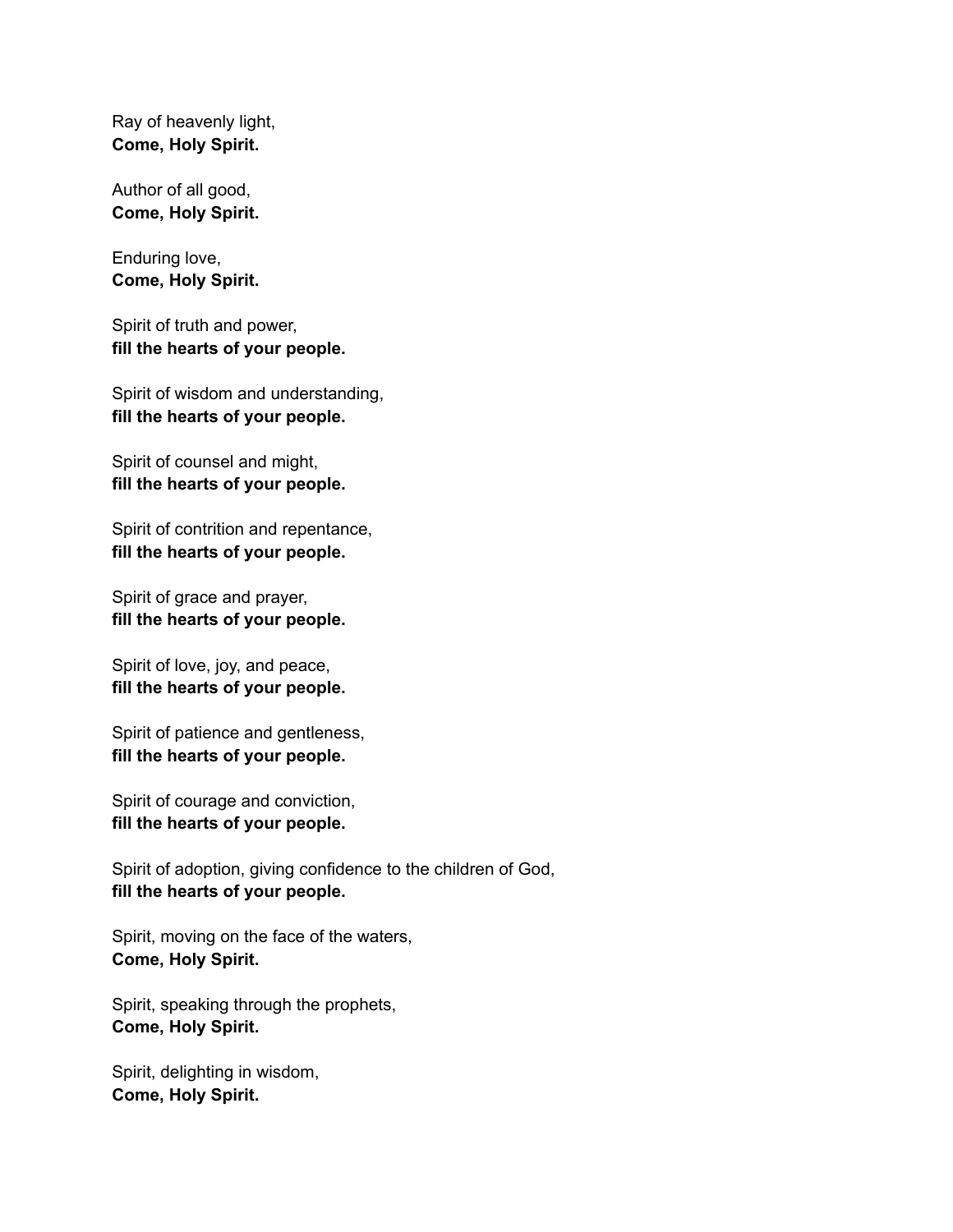Ray of heavenly light,
**Come, Holy Spirit.**

Author of all good,
**Come, Holy Spirit.**

Enduring love,
**Come, Holy Spirit.**

Spirit of truth and power,
**fill the hearts of your people.**

Spirit of wisdom and understanding,
**fill the hearts of your people.**

Spirit of counsel and might,
**fill the hearts of your people.**

Spirit of contrition and repentance,
**fill the hearts of your people.**

Spirit of grace and prayer,
**fill the hearts of your people.**

Spirit of love, joy, and peace,
**fill the hearts of your people.**

Spirit of patience and gentleness,
**fill the hearts of your people.**

Spirit of courage and conviction,
**fill the hearts of your people.**

Spirit of adoption, giving confidence to the children of God,
**fill the hearts of your people.**

Spirit, moving on the face of the waters,
**Come, Holy Spirit.**

Spirit, speaking through the prophets,
**Come, Holy Spirit.**

Spirit, delighting in wisdom,
**Come, Holy Spirit.**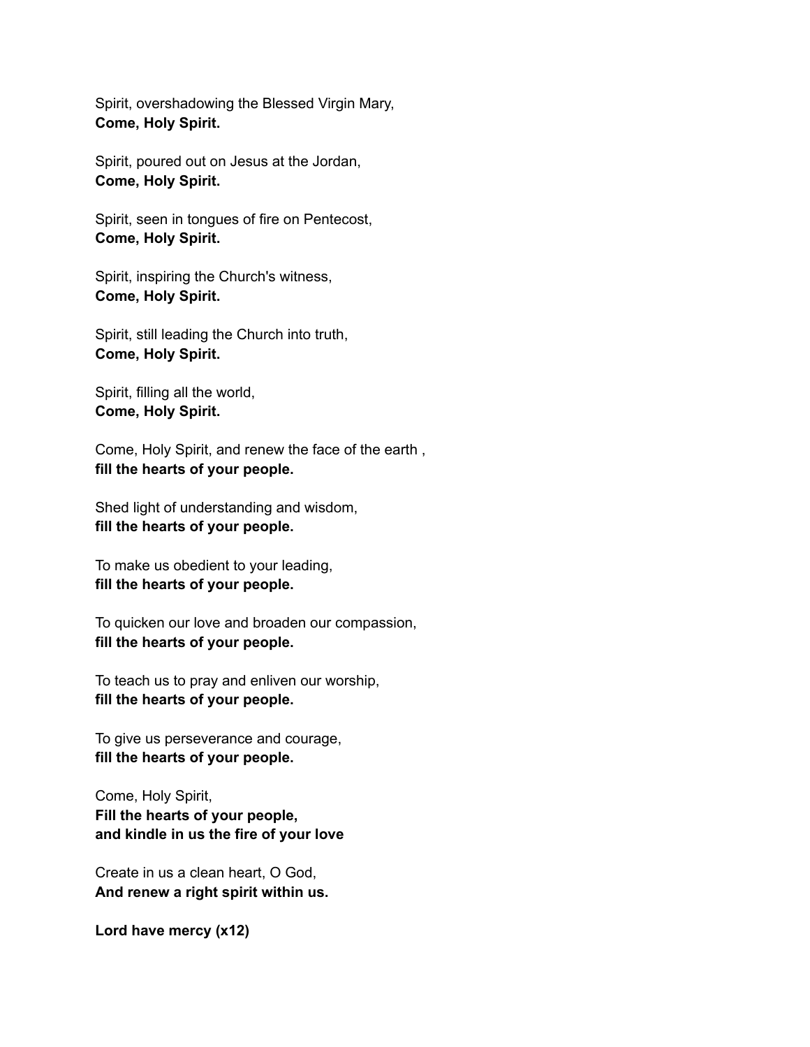Spirit, overshadowing the Blessed Virgin Mary,
**Come, Holy Spirit.**

Spirit, poured out on Jesus at the Jordan,
**Come, Holy Spirit.**

Spirit, seen in tongues of fire on Pentecost,
**Come, Holy Spirit.**

Spirit, inspiring the Church's witness,
**Come, Holy Spirit.**

Spirit, still leading the Church into truth,
**Come, Holy Spirit.**

Spirit, filling all the world,
**Come, Holy Spirit.**

Come, Holy Spirit, and renew the face of the earth ,
**fill the hearts of your people.**

Shed light of understanding and wisdom,
**fill the hearts of your people.**

To make us obedient to your leading,
**fill the hearts of your people.**

To quicken our love and broaden our compassion,
**fill the hearts of your people.**

To teach us to pray and enliven our worship,
**fill the hearts of your people.**

To give us perseverance and courage,
**fill the hearts of your people.**

Come, Holy Spirit,
**Fill the hearts of your people,**
**and kindle in us the fire of your love**

Create in us a clean heart, O God,
**And renew a right spirit within us.**

**Lord have mercy (x12)**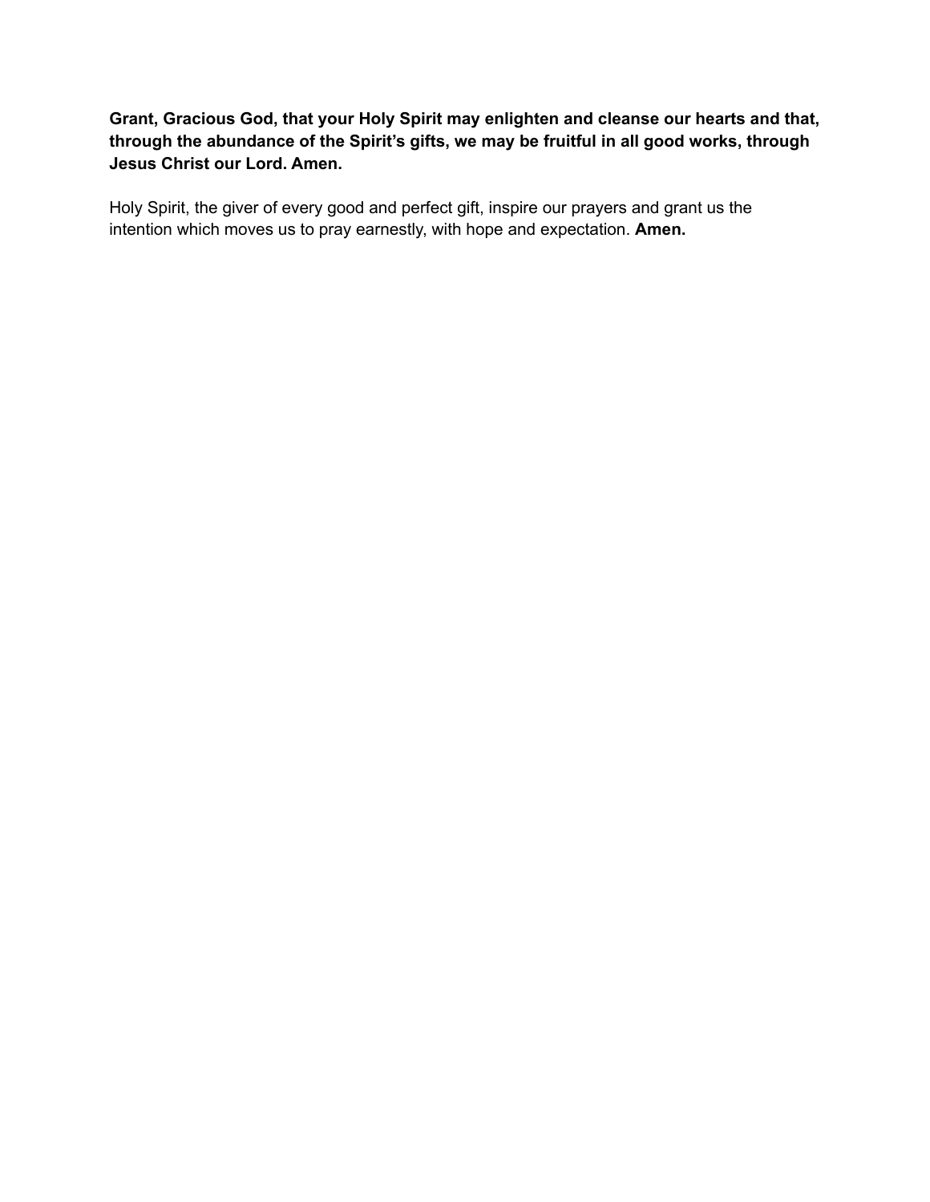**Grant, Gracious God, that your Holy Spirit may enlighten and cleanse our hearts and that, through the abundance of the Spirit's gifts, we may be fruitful in all good works, through Jesus Christ our Lord. Amen.**

Holy Spirit, the giver of every good and perfect gift, inspire our prayers and grant us the intention which moves us to pray earnestly, with hope and expectation. **Amen.**